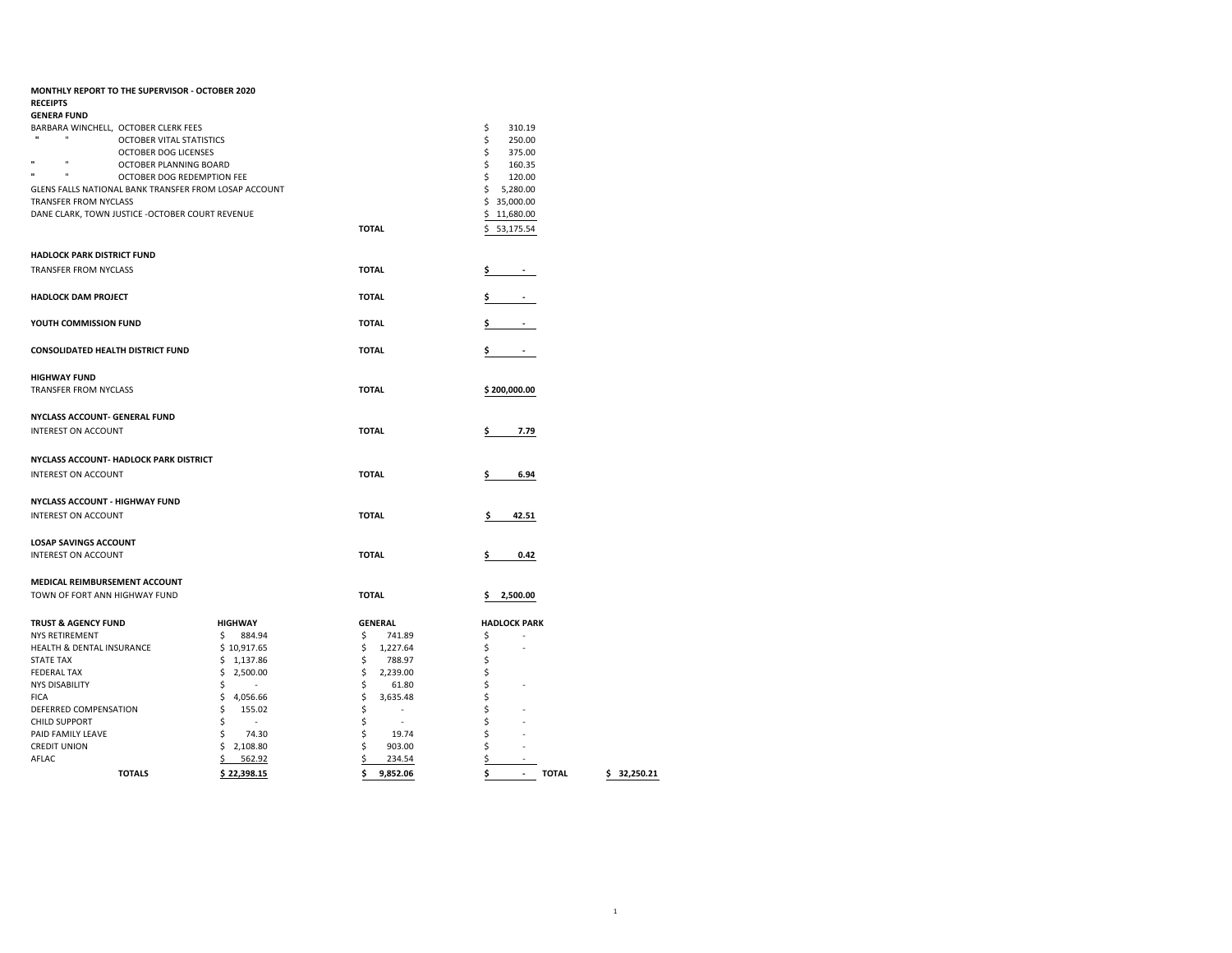**MONTHLY REPORT TO THE SUPERVISOR - OCTOBER 2020**

**RECEIPTS**

**GENERA FUND**

| | | |
|---|---|---|
| BARBARA WINCHELL, OCTOBER CLERK FEES | | $ 310.19 |
| " " OCTOBER VITAL STATISTICS | | $ 250.00 |
| OCTOBER DOG LICENSES | | $ 375.00 |
| " " OCTOBER PLANNING BOARD | | $ 160.35 |
| " " OCTOBER DOG REDEMPTION FEE | | $ 120.00 |
| GLENS FALLS NATIONAL BANK TRANSFER FROM LOSAP ACCOUNT | | $ 5,280.00 |
| TRANSFER FROM NYCLASS | | $ 35,000.00 |
| DANE CLARK, TOWN JUSTICE -OCTOBER COURT REVENUE | | $ 11,680.00 |
| | **TOTAL** | $ 53,175.54 |

**HADLOCK PARK DISTRICT FUND**

| | | |
|---|---|---|
| TRANSFER FROM NYCLASS | **TOTAL** | **$ -** |

| | | |
|---|---|---|
| **HADLOCK DAM PROJECT** | **TOTAL** | **$ -** |
| **YOUTH COMMISSION FUND** | **TOTAL** | **$ -** |
| **CONSOLIDATED HEALTH DISTRICT FUND** | **TOTAL** | **$ -** |

**HIGHWAY FUND**

| | | |
|---|---|---|
| TRANSFER FROM NYCLASS | **TOTAL** | **$ 200,000.00** |

**NYCLASS ACCOUNT- GENERAL FUND**

| | | |
|---|---|---|
| INTEREST ON ACCOUNT | **TOTAL** | **$ 7.79** |

**NYCLASS ACCOUNT- HADLOCK PARK DISTRICT**

| | | |
|---|---|---|
| INTEREST ON ACCOUNT | **TOTAL** | **$ 6.94** |

**NYCLASS ACCOUNT - HIGHWAY FUND**

| | | |
|---|---|---|
| INTEREST ON ACCOUNT | **TOTAL** | **$ 42.51** |

**LOSAP SAVINGS ACCOUNT**

| | | |
|---|---|---|
| INTEREST ON ACCOUNT | **TOTAL** | **$ 0.42** |

**MEDICAL REIMBURSEMENT ACCOUNT**

| | | |
|---|---|---|
| TOWN OF FORT ANN HIGHWAY FUND | **TOTAL** | **$ 2,500.00** |

| **TRUST & AGENCY FUND** | **HIGHWAY** | **GENERAL** | **HADLOCK PARK** | | |
|---|---|---|---|---|---|
| NYS RETIREMENT | $ 884.94 | $ 741.89 | $ - | | |
| HEALTH & DENTAL INSURANCE | $ 10,917.65 | $ 1,227.64 | $ - | | |
| STATE TAX | $ 1,137.86 | $ 788.97 | $ | | |
| FEDERAL TAX | $ 2,500.00 | $ 2,239.00 | $ | | |
| NYS DISABILITY | $ - | $ 61.80 | $ - | | |
| FICA | $ 4,056.66 | $ 3,635.48 | $ | | |
| DEFERRED COMPENSATION | $ 155.02 | $ - | $ - | | |
| CHILD SUPPORT | $ - | $ - | $ - | | |
| PAID FAMILY LEAVE | $ 74.30 | $ 19.74 | $ - | | |
| CREDIT UNION | $ 2,108.80 | $ 903.00 | $ - | | |
| AFLAC | $ 562.92 | $ 234.54 | $ - | | |
| **TOTALS** | **$ 22,398.15** | **$ 9,852.06** | **$ -** | **TOTAL** | **$ 32,250.21** |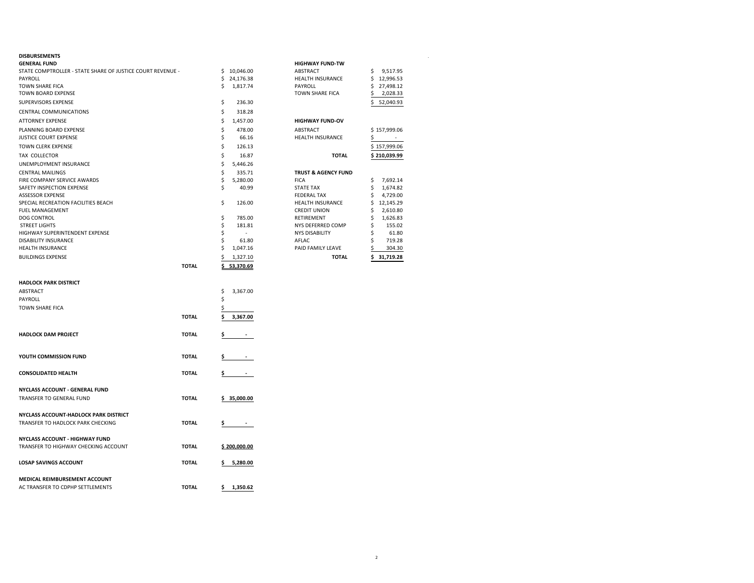# DISBURSEMENTS

## GENERAL FUND

| Item | | Amount |
|---|---|---|
| STATE COMPTROLLER - STATE SHARE OF JUSTICE COURT REVENUE - | | $ 10,046.00 |
| PAYROLL | | $ 24,176.38 |
| TOWN SHARE FICA | | $ 1,817.74 |
| TOWN BOARD EXPENSE | | |
| SUPERVISORS EXPENSE | | $ 236.30 |
| CENTRAL COMMUNICATIONS | | $ 318.28 |
| ATTORNEY EXPENSE | | $ 1,457.00 |
| PLANNING BOARD EXPENSE | | $ 478.00 |
| JUSTICE COURT EXPENSE | | $ 66.16 |
| TOWN CLERK EXPENSE | | $ 126.13 |
| TAX COLLECTOR | | $ 16.87 |
| UNEMPLOYMENT INSURANCE | | $ 5,446.26 |
| CENTRAL MAILINGS | | $ 335.71 |
| FIRE COMPANY SERVICE AWARDS | | $ 5,280.00 |
| SAFETY INSPECTION EXPENSE | | $ 40.99 |
| ASSESSOR EXPENSE | | |
| SPECIAL RECREATION FACILITIES BEACH | | $ 126.00 |
| FUEL MANAGEMENT | | |
| DOG CONTROL | | $ 785.00 |
| STREET LIGHTS | | $ 181.81 |
| HIGHWAY SUPERINTENDENT EXPENSE | | $ - |
| DISABILITY INSURANCE | | $ 61.80 |
| HEALTH INSURANCE | | $ 1,047.16 |
| BUILDINGS EXPENSE | | $ 1,327.10 |
| | **TOTAL** | **$ 53,370.69** |

## HADLOCK PARK DISTRICT

| Item | | Amount |
|---|---|---|
| ABSTRACT | | $ 3,367.00 |
| PAYROLL | | $ |
| TOWN SHARE FICA | | $ |
| | **TOTAL** | **$ 3,367.00** |

| | | |
|---|---|---|
| **HADLOCK DAM PROJECT** | **TOTAL** | **$ -** |
| **YOUTH COMMISSION FUND** | **TOTAL** | **$ -** |
| **CONSOLIDATED HEALTH** | **TOTAL** | **$ -** |

**NYCLASS ACCOUNT - GENERAL FUND**

| | | |
|---|---|---|
| TRANSFER TO GENERAL FUND | **TOTAL** | **$ 35,000.00** |

**NYCLASS ACCOUNT-HADLOCK PARK DISTRICT**

| | | |
|---|---|---|
| TRANSFER TO HADLOCK PARK CHECKING | **TOTAL** | **$ -** |

**NYCLASS ACCOUNT - HIGHWAY FUND**

| | | |
|---|---|---|
| TRANSFER TO HIGHWAY CHECKING ACCOUNT | **TOTAL** | **$ 200,000.00** |

| | | |
|---|---|---|
| **LOSAP SAVINGS ACCOUNT** | **TOTAL** | **$ 5,280.00** |

**MEDICAL REIMBURSEMENT ACCOUNT**

| | | |
|---|---|---|
| AC TRANSFER TO CDPHP SETTLEMENTS | **TOTAL** | **$ 1,350.62** |

## HIGHWAY FUND-TW

| Item | Amount |
|---|---|
| ABSTRACT | $ 9,517.95 |
| HEALTH INSURANCE | $ 12,996.53 |
| PAYROLL | $ 27,498.12 |
| TOWN SHARE FICA | $ 2,028.33 |
| | $ 52,040.93 |

## HIGHWAY FUND-OV

| Item | Amount |
|---|---|
| ABSTRACT | $ 157,999.06 |
| HEALTH INSURANCE | $ - |
| | $ 157,999.06 |
| **TOTAL** | **$ 210,039.99** |

## TRUST & AGENCY FUND

| Item | Amount |
|---|---|
| FICA | $ 7,692.14 |
| STATE TAX | $ 1,674.82 |
| FEDERAL TAX | $ 4,729.00 |
| HEALTH INSURANCE | $ 12,145.29 |
| CREDIT UNION | $ 2,610.80 |
| RETIREMENT | $ 1,626.83 |
| NYS DEFERRED COMP | $ 155.02 |
| NYS DISABILITY | $ 61.80 |
| AFLAC | $ 719.28 |
| PAID FAMILY LEAVE | $ 304.30 |
| **TOTAL** | **$ 31,719.28** |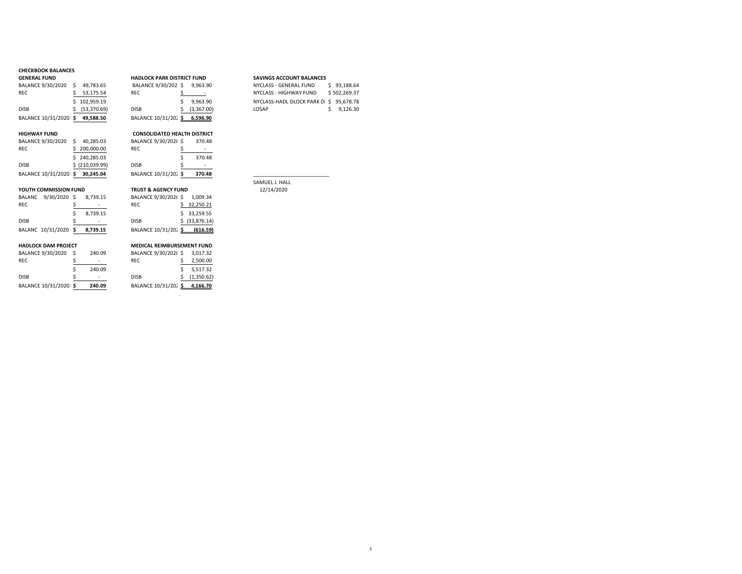**CHECKBOOK BALANCES**

**GENERAL FUND**

| | | |
|---|---|---|
| BALANCE 9/30/2020 | $ | 49,783.65 |
| REC | $ | 53,175.54 |
| | $ | 102,959.19 |
| DISB | $ | (53,370.69) |
| BALANCE 10/31/2020 | **$** | **49,588.50** |

**HIGHWAY FUND**

| | | |
|---|---|---|
| BALANCE 9/30/2020 | $ | 40,285.03 |
| REC | $ | 200,000.00 |
| | $ | 240,285.03 |
| DISB | $ | (210,039.99) |
| BALANCE 10/31/2020 | **$** | **30,245.04** |

**YOUTH COMMISSION FUND**

| | | |
|---|---|---|
| BALANC 9/30/2020 | $ | 8,739.15 |
| REC | $ | - |
| | $ | 8,739.15 |
| DISB | $ | - |
| BALANC 10/31/2020 | **$** | **8,739.15** |

**HADLOCK DAM PROJECT**

| | | |
|---|---|---|
| BALANCE 9/30/2020 | $ | 240.09 |
| REC | $ | - |
| | $ | 240.09 |
| DISB | $ | - |
| BALANCE 10/31/2020 | **$** | **240.09** |

**HADLOCK PARK DISTRICT FUND**

| | | |
|---|---|---|
| BALANCE 9/30/202 | $ | 9,963.90 |
| REC | $ | - |
| | $ | 9,963.90 |
| DISB | $ | (3,367.00) |
| BALANCE 10/31/202 | **$** | **6,596.90** |

**CONSOLIDATED HEALTH DISTRICT**

| | | |
|---|---|---|
| BALANCE 9/30/2020 | $ | 370.48 |
| REC | $ | - |
| | $ | 370.48 |
| DISB | $ | - |
| BALANCE 10/31/202 | **$** | **370.48** |

**TRUST & AGENCY FUND**

| | | |
|---|---|---|
| BALANCE 9/30/2020 | $ | 1,009.34 |
| REC | $ | 32,250.21 |
| | $ | 33,259.55 |
| DISB | $ | (33,876.14) |
| BALANCE 10/31/202 | **$** | **(616.59)** |

**MEDICAL REIMBURSEMENT FUND**

| | | |
|---|---|---|
| BALANCE 9/30/2020 | $ | 3,017.32 |
| REC | $ | 2,500.00 |
| | $ | 5,517.32 |
| DISB | $ | (1,350.62) |
| BALANCE 10/31/202 | **$** | **4,166.70** |

**SAVINGS ACCOUNT BALANCES**

| | |
|---|---|
| NYCLASS - GENERAL FUND | $ 93,188.64 |
| NYCLASS - HIGHWAY FUND | $ 502,269.37 |
| NYCLASS-HADL DLOCK PARK DI | $ 95,678.78 |
| LOSAP | $ 9,126.30 |

\_\_\_\_\_\_\_\_\_\_\_\_\_\_\_\_\_\_\_\_\_\_\_\_\_\_\_\_

SAMUEL J. HALL

12/14/2020